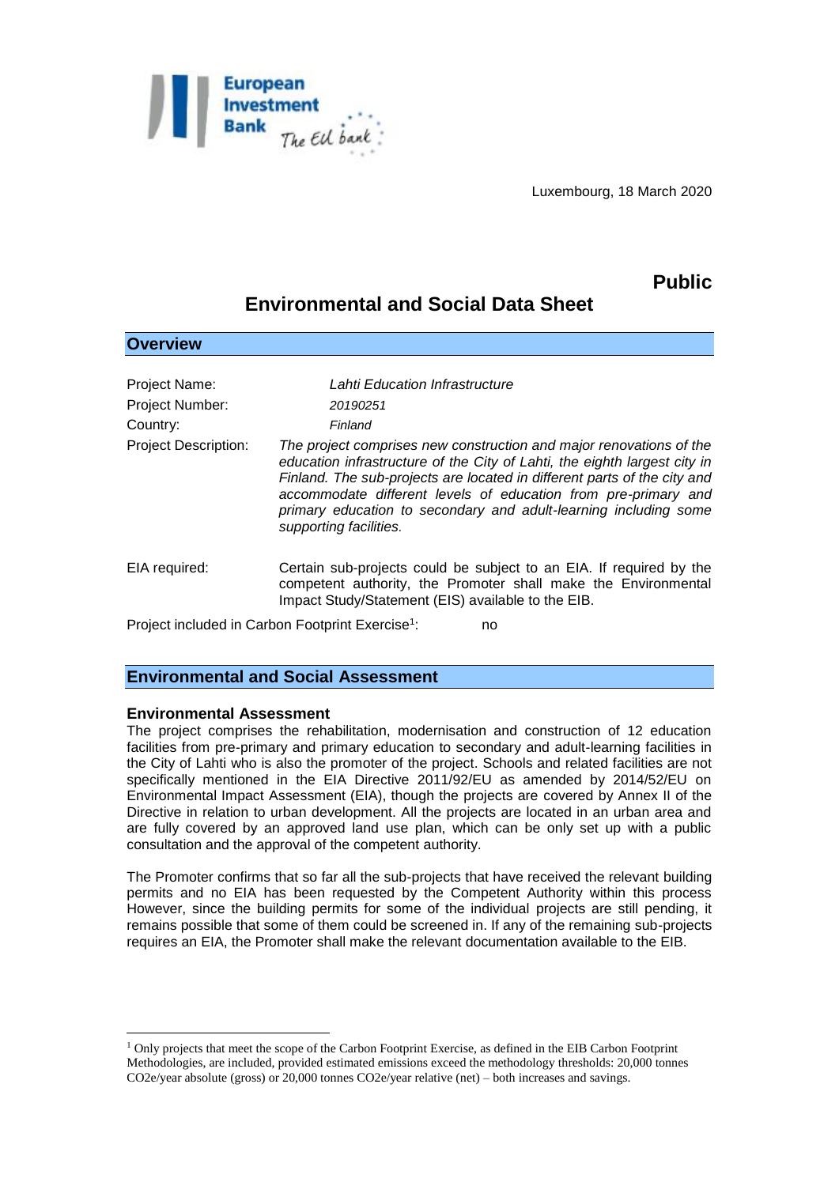Luxembourg, 18 March 2020

**Public**

# Environmental and Social Data Sheet

## Overview

| | |
|---|---|
| Project Name: | *Lahti Education Infrastructure* |
| Project Number: | *20190251* |
| Country: | *Finland* |
| Project Description: | *The project comprises new construction and major renovations of the education infrastructure of the City of Lahti, the eighth largest city in Finland. The sub-projects are located in different parts of the city and accommodate different levels of education from pre-primary and primary education to secondary and adult-learning including some supporting facilities.* |
| EIA required: | Certain sub-projects could be subject to an EIA. If required by the competent authority, the Promoter shall make the Environmental Impact Study/Statement (EIS) available to the EIB. |

Project included in Carbon Footprint Exercise[1]: no

## Environmental and Social Assessment

### Environmental Assessment

The project comprises the rehabilitation, modernisation and construction of 12 education facilities from pre-primary and primary education to secondary and adult-learning facilities in the City of Lahti who is also the promoter of the project. Schools and related facilities are not specifically mentioned in the EIA Directive 2011/92/EU as amended by 2014/52/EU on Environmental Impact Assessment (EIA), though the projects are covered by Annex II of the Directive in relation to urban development. All the projects are located in an urban area and are fully covered by an approved land use plan, which can be only set up with a public consultation and the approval of the competent authority.

The Promoter confirms that so far all the sub-projects that have received the relevant building permits and no EIA has been requested by the Competent Authority within this process However, since the building permits for some of the individual projects are still pending, it remains possible that some of them could be screened in. If any of the remaining sub-projects requires an EIA, the Promoter shall make the relevant documentation available to the EIB.

---

[1] Only projects that meet the scope of the Carbon Footprint Exercise, as defined in the EIB Carbon Footprint Methodologies, are included, provided estimated emissions exceed the methodology thresholds: 20,000 tonnes $CO_2e$/year absolute (gross) or 20,000 tonnes $CO_2e$/year relative (net) – both increases and savings.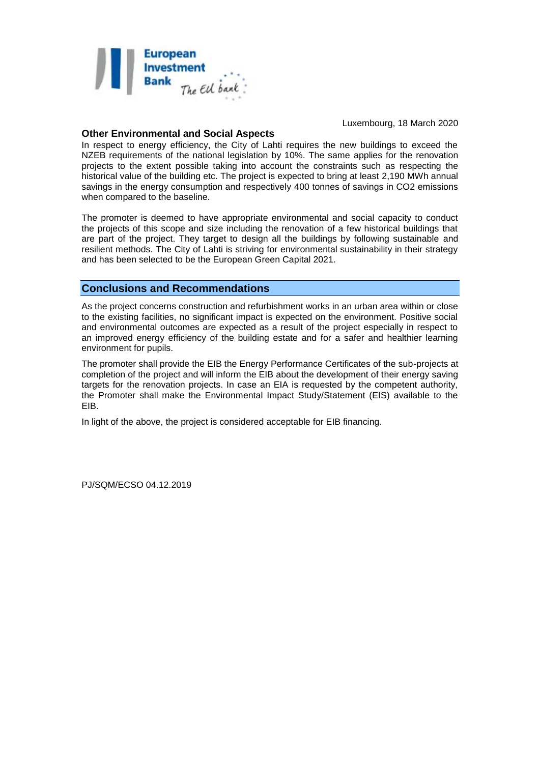Luxembourg, 18 March 2020

### Other Environmental and Social Aspects

In respect to energy efficiency, the City of Lahti requires the new buildings to exceed the NZEB requirements of the national legislation by 10%. The same applies for the renovation projects to the extent possible taking into account the constraints such as respecting the historical value of the building etc. The project is expected to bring at least 2,190 MWh annual savings in the energy consumption and respectively 400 tonnes of savings in $CO_2$ emissions when compared to the baseline.

The promoter is deemed to have appropriate environmental and social capacity to conduct the projects of this scope and size including the renovation of a few historical buildings that are part of the project. They target to design all the buildings by following sustainable and resilient methods. The City of Lahti is striving for environmental sustainability in their strategy and has been selected to be the European Green Capital 2021.

## Conclusions and Recommendations

As the project concerns construction and refurbishment works in an urban area within or close to the existing facilities, no significant impact is expected on the environment. Positive social and environmental outcomes are expected as a result of the project especially in respect to an improved energy efficiency of the building estate and for a safer and healthier learning environment for pupils.

The promoter shall provide the EIB the Energy Performance Certificates of the sub-projects at completion of the project and will inform the EIB about the development of their energy saving targets for the renovation projects. In case an EIA is requested by the competent authority, the Promoter shall make the Environmental Impact Study/Statement (EIS) available to the EIB.

In light of the above, the project is considered acceptable for EIB financing.

PJ/SQM/ECSO 04.12.2019